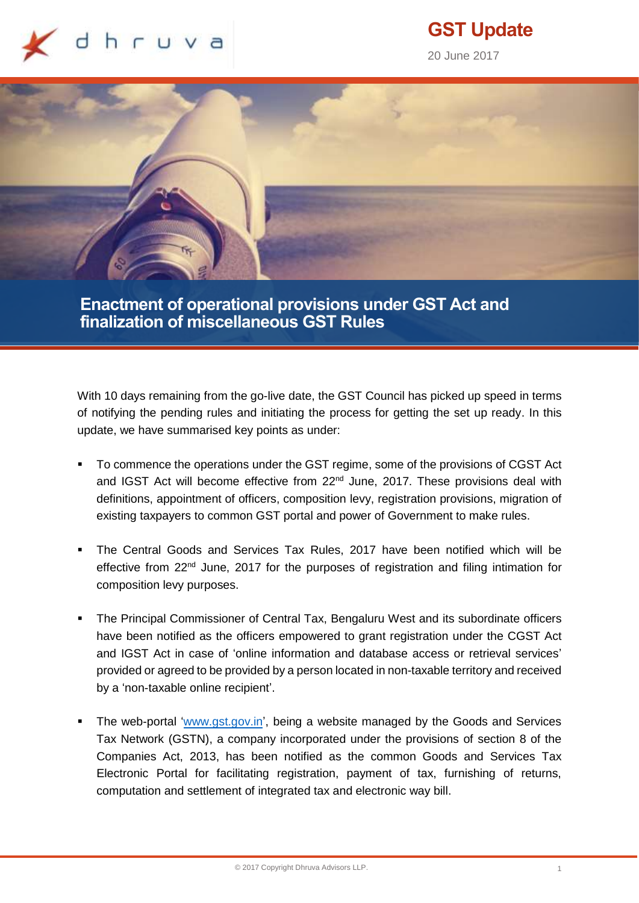# GST Update

20 June 2017

## Enactment of operational provisions under GST Act and finalization of miscellaneous GST Rules

With 10 days remaining from the go-live date, the GST Council has picked up speed in terms of notifying the pending rules and initiating the process for getting the set up ready. In this update, we have summarised key points as under:

- To commence the operations under the GST regime, some of the provisions of CGST Act and IGST Act will become effective from 22nd June, 2017. These provisions deal with definitions, appointment of officers, composition levy, registration provisions, migration of existing taxpayers to common GST portal and power of Government to make rules.

- The Central Goods and Services Tax Rules, 2017 have been notified which will be effective from 22nd June, 2017 for the purposes of registration and filing intimation for composition levy purposes.

- The Principal Commissioner of Central Tax, Bengaluru West and its subordinate officers have been notified as the officers empowered to grant registration under the CGST Act and IGST Act in case of 'online information and database access or retrieval services' provided or agreed to be provided by a person located in non-taxable territory and received by a 'non-taxable online recipient'.

- The web-portal 'www.gst.gov.in', being a website managed by the Goods and Services Tax Network (GSTN), a company incorporated under the provisions of section 8 of the Companies Act, 2013, has been notified as the common Goods and Services Tax Electronic Portal for facilitating registration, payment of tax, furnishing of returns, computation and settlement of integrated tax and electronic way bill.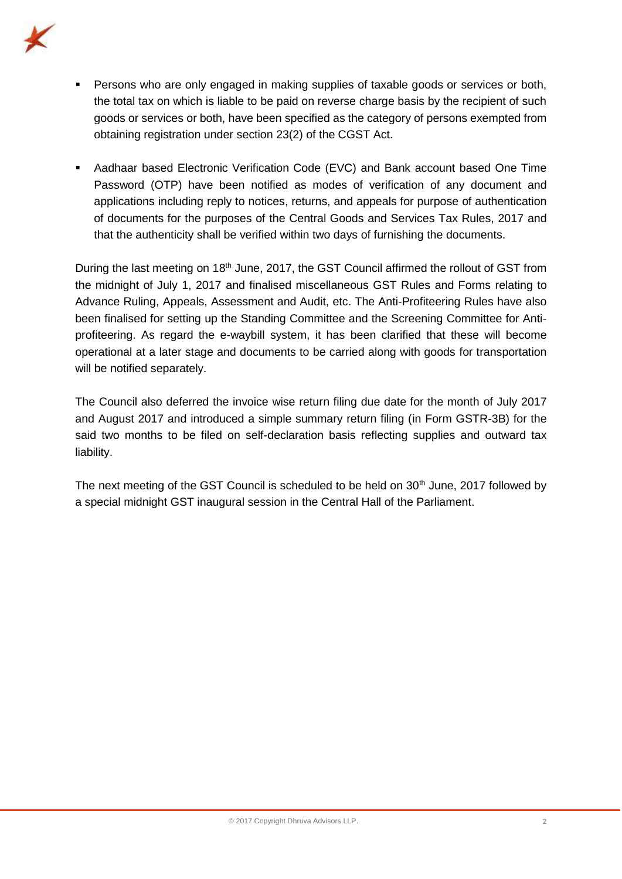- Persons who are only engaged in making supplies of taxable goods or services or both, the total tax on which is liable to be paid on reverse charge basis by the recipient of such goods or services or both, have been specified as the category of persons exempted from obtaining registration under section 23(2) of the CGST Act.

- Aadhaar based Electronic Verification Code (EVC) and Bank account based One Time Password (OTP) have been notified as modes of verification of any document and applications including reply to notices, returns, and appeals for purpose of authentication of documents for the purposes of the Central Goods and Services Tax Rules, 2017 and that the authenticity shall be verified within two days of furnishing the documents.

During the last meeting on 18th June, 2017, the GST Council affirmed the rollout of GST from the midnight of July 1, 2017 and finalised miscellaneous GST Rules and Forms relating to Advance Ruling, Appeals, Assessment and Audit, etc. The Anti-Profiteering Rules have also been finalised for setting up the Standing Committee and the Screening Committee for Anti-profiteering. As regard the e-waybill system, it has been clarified that these will become operational at a later stage and documents to be carried along with goods for transportation will be notified separately.

The Council also deferred the invoice wise return filing due date for the month of July 2017 and August 2017 and introduced a simple summary return filing (in Form GSTR-3B) for the said two months to be filed on self-declaration basis reflecting supplies and outward tax liability.

The next meeting of the GST Council is scheduled to be held on 30th June, 2017 followed by a special midnight GST inaugural session in the Central Hall of the Parliament.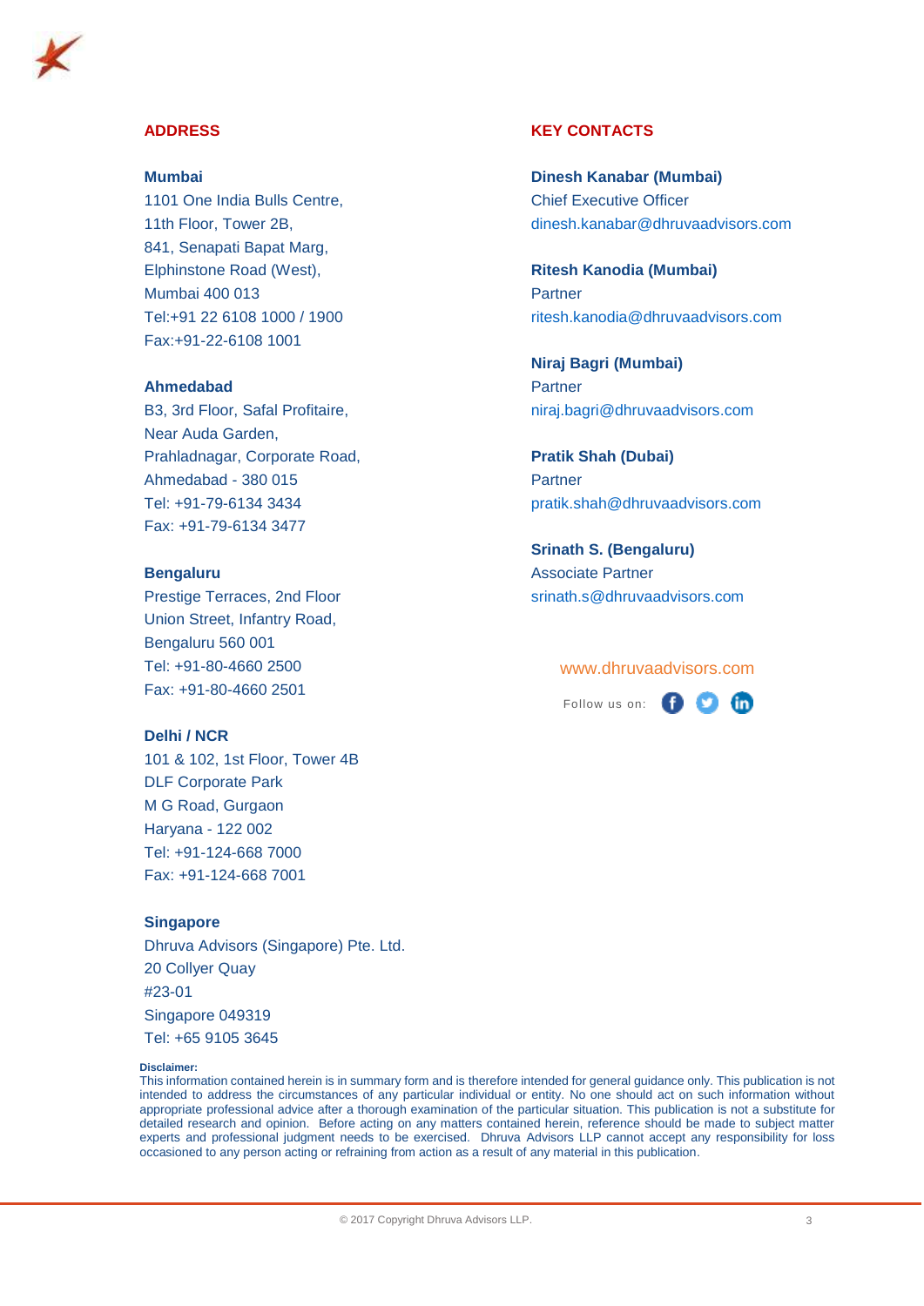## ADDRESS

**Mumbai**
1101 One India Bulls Centre,
11th Floor, Tower 2B,
841, Senapati Bapat Marg,
Elphinstone Road (West),
Mumbai 400 013
Tel:+91 22 6108 1000 / 1900
Fax:+91-22-6108 1001

**Ahmedabad**
B3, 3rd Floor, Safal Profitaire,
Near Auda Garden,
Prahladnagar, Corporate Road,
Ahmedabad - 380 015
Tel: +91-79-6134 3434
Fax: +91-79-6134 3477

**Bengaluru**
Prestige Terraces, 2nd Floor
Union Street, Infantry Road,
Bengaluru 560 001
Tel: +91-80-4660 2500
Fax: +91-80-4660 2501

**Delhi / NCR**
101 & 102, 1st Floor, Tower 4B
DLF Corporate Park
M G Road, Gurgaon
Haryana - 122 002
Tel: +91-124-668 7000
Fax: +91-124-668 7001

**Singapore**
Dhruva Advisors (Singapore) Pte. Ltd.
20 Collyer Quay
#23-01
Singapore 049319
Tel: +65 9105 3645

## KEY CONTACTS

**Dinesh Kanabar (Mumbai)**
Chief Executive Officer
dinesh.kanabar@dhruvaadvisors.com

**Ritesh Kanodia (Mumbai)**
Partner
ritesh.kanodia@dhruvaadvisors.com

**Niraj Bagri (Mumbai)**
Partner
niraj.bagri@dhruvaadvisors.com

**Pratik Shah (Dubai)**
Partner
pratik.shah@dhruvaadvisors.com

**Srinath S. (Bengaluru)**
Associate Partner
srinath.s@dhruvaadvisors.com

www.dhruvaadvisors.com

Follow us on:

**Disclaimer:**
This information contained herein is in summary form and is therefore intended for general guidance only. This publication is not intended to address the circumstances of any particular individual or entity. No one should act on such information without appropriate professional advice after a thorough examination of the particular situation. This publication is not a substitute for detailed research and opinion. Before acting on any matters contained herein, reference should be made to subject matter experts and professional judgment needs to be exercised. Dhruva Advisors LLP cannot accept any responsibility for loss occasioned to any person acting or refraining from action as a result of any material in this publication.

© 2017 Copyright Dhruva Advisors LLP.